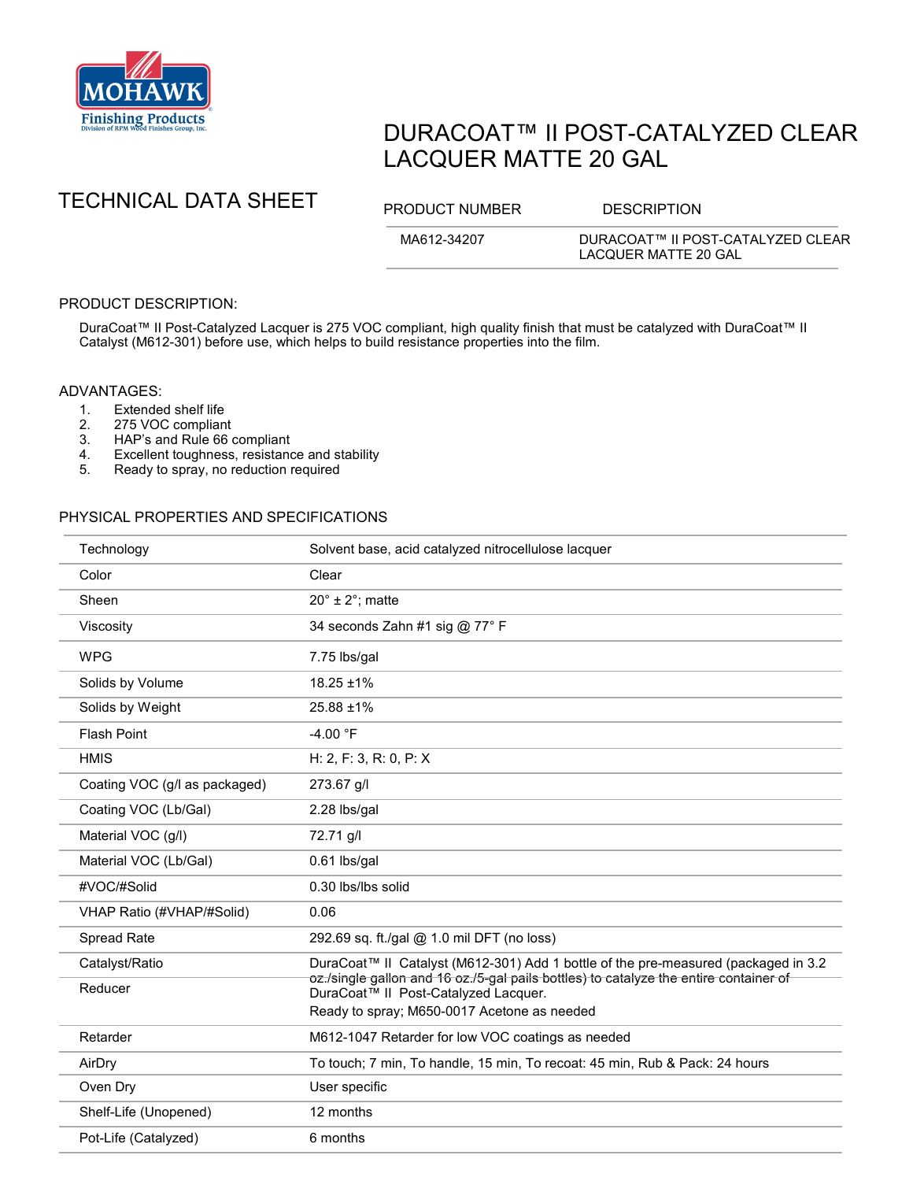MOHAWK Finishing Products
Division of RPM Wood Finishes Group, Inc.

# DURACOAT™ II POST-CATALYZED CLEAR LACQUER MATTE 20 GAL

## TECHNICAL DATA SHEET

| PRODUCT NUMBER | DESCRIPTION |
|---|---|
| MA612-34207 | DURACOAT™ II POST-CATALYZED CLEAR LACQUER MATTE 20 GAL |

## PRODUCT DESCRIPTION:

DuraCoat™ II Post-Catalyzed Lacquer is 275 VOC compliant, high quality finish that must be catalyzed with DuraCoat™ II Catalyst (M612-301) before use, which helps to build resistance properties into the film.

## ADVANTAGES:

1. Extended shelf life
2. 275 VOC compliant
3. HAP's and Rule 66 compliant
4. Excellent toughness, resistance and stability
5. Ready to spray, no reduction required

## PHYSICAL PROPERTIES AND SPECIFICATIONS

| | |
|---|---|
| Technology | Solvent base, acid catalyzed nitrocellulose lacquer |
| Color | Clear |
| Sheen | 20° ± 2°; matte |
| Viscosity | 34 seconds Zahn #1 sig @ 77° F |
| WPG | 7.75 lbs/gal |
| Solids by Volume | 18.25 ±1% |
| Solids by Weight | 25.88 ±1% |
| Flash Point | -4.00 °F |
| HMIS | H: 2, F: 3, R: 0, P: X |
| Coating VOC (g/l as packaged) | 273.67 g/l |
| Coating VOC (Lb/Gal) | 2.28 lbs/gal |
| Material VOC (g/l) | 72.71 g/l |
| Material VOC (Lb/Gal) | 0.61 lbs/gal |
| #VOC/#Solid | 0.30 lbs/lbs solid |
| VHAP Ratio (#VHAP/#Solid) | 0.06 |
| Spread Rate | 292.69 sq. ft./gal @ 1.0 mil DFT (no loss) |
| Catalyst/Ratio | DuraCoat™ II Catalyst (M612-301) Add 1 bottle of the pre-measured (packaged in 3.2 oz./single gallon and 16 oz./5-gal pails bottles) to catalyze the entire container of DuraCoat™ II Post-Catalyzed Lacquer. |
| Reducer | Ready to spray; M650-0017 Acetone as needed |
| Retarder | M612-1047 Retarder for low VOC coatings as needed |
| AirDry | To touch; 7 min, To handle, 15 min, To recoat: 45 min, Rub & Pack: 24 hours |
| Oven Dry | User specific |
| Shelf-Life (Unopened) | 12 months |
| Pot-Life (Catalyzed) | 6 months |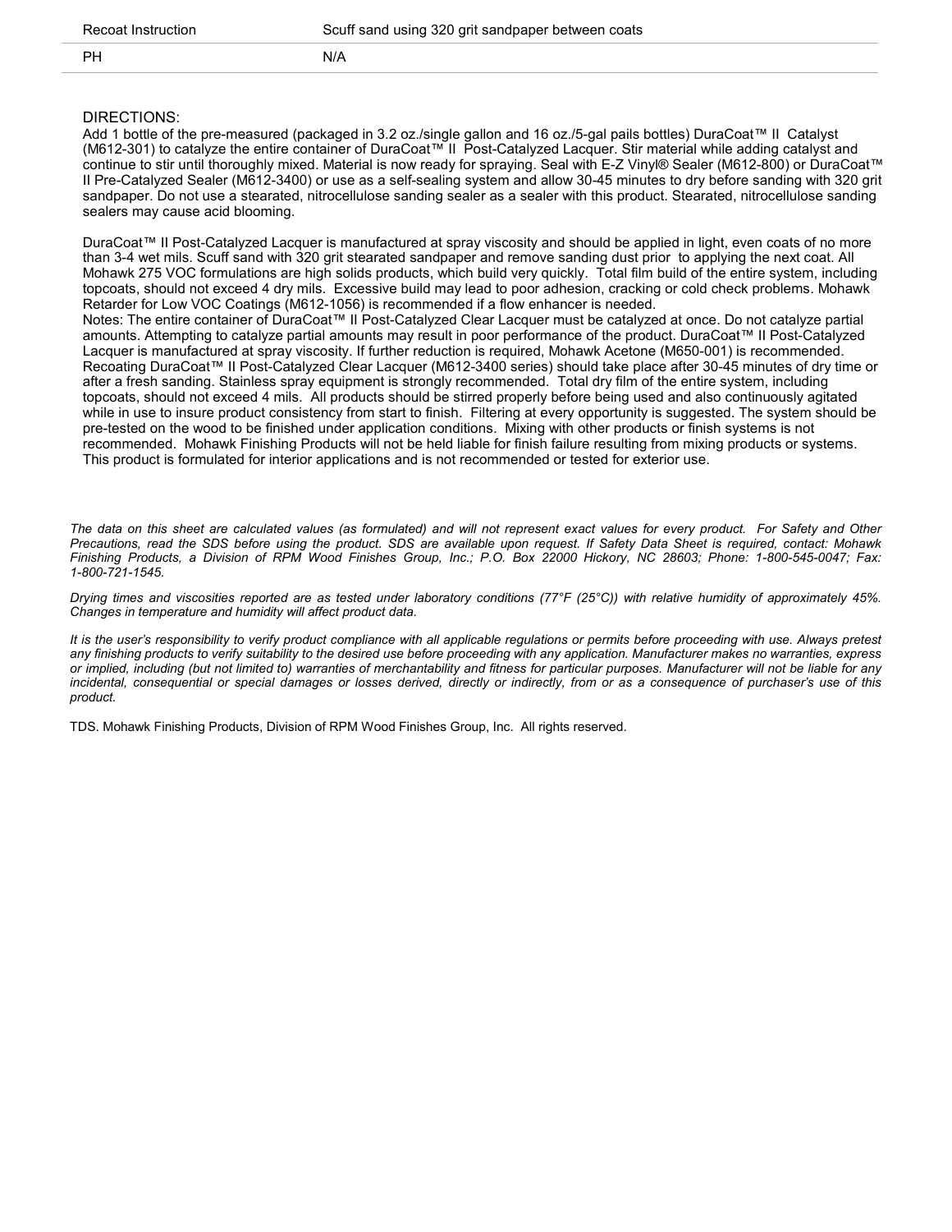| | |
|---|---|
| Recoat Instruction | Scuff sand using 320 grit sandpaper between coats |
| PH | N/A |

DIRECTIONS:

Add 1 bottle of the pre-measured (packaged in 3.2 oz./single gallon and 16 oz./5-gal pails bottles) DuraCoat™ II Catalyst (M612-301) to catalyze the entire container of DuraCoat™ II Post-Catalyzed Lacquer. Stir material while adding catalyst and continue to stir until thoroughly mixed. Material is now ready for spraying. Seal with E-Z Vinyl® Sealer (M612-800) or DuraCoat™ II Pre-Catalyzed Sealer (M612-3400) or use as a self-sealing system and allow 30-45 minutes to dry before sanding with 320 grit sandpaper. Do not use a stearated, nitrocellulose sanding sealer as a sealer with this product. Stearated, nitrocellulose sanding sealers may cause acid blooming.

DuraCoat™ II Post-Catalyzed Lacquer is manufactured at spray viscosity and should be applied in light, even coats of no more than 3-4 wet mils. Scuff sand with 320 grit stearated sandpaper and remove sanding dust prior to applying the next coat. All Mohawk 275 VOC formulations are high solids products, which build very quickly. Total film build of the entire system, including topcoats, should not exceed 4 dry mils. Excessive build may lead to poor adhesion, cracking or cold check problems. Mohawk Retarder for Low VOC Coatings (M612-1056) is recommended if a flow enhancer is needed.
Notes: The entire container of DuraCoat™ II Post-Catalyzed Clear Lacquer must be catalyzed at once. Do not catalyze partial amounts. Attempting to catalyze partial amounts may result in poor performance of the product. DuraCoat™ II Post-Catalyzed Lacquer is manufactured at spray viscosity. If further reduction is required, Mohawk Acetone (M650-001) is recommended. Recoating DuraCoat™ II Post-Catalyzed Clear Lacquer (M612-3400 series) should take place after 30-45 minutes of dry time or after a fresh sanding. Stainless spray equipment is strongly recommended. Total dry film of the entire system, including topcoats, should not exceed 4 mils. All products should be stirred properly before being used and also continuously agitated while in use to insure product consistency from start to finish. Filtering at every opportunity is suggested. The system should be pre-tested on the wood to be finished under application conditions. Mixing with other products or finish systems is not recommended. Mohawk Finishing Products will not be held liable for finish failure resulting from mixing products or systems. This product is formulated for interior applications and is not recommended or tested for exterior use.

*The data on this sheet are calculated values (as formulated) and will not represent exact values for every product. For Safety and Other Precautions, read the SDS before using the product. SDS are available upon request. If Safety Data Sheet is required, contact: Mohawk Finishing Products, a Division of RPM Wood Finishes Group, Inc.; P.O. Box 22000 Hickory, NC 28603; Phone: 1-800-545-0047; Fax: 1-800-721-1545.*

*Drying times and viscosities reported are as tested under laboratory conditions (77°F (25°C)) with relative humidity of approximately 45%. Changes in temperature and humidity will affect product data.*

*It is the user's responsibility to verify product compliance with all applicable regulations or permits before proceeding with use. Always pretest any finishing products to verify suitability to the desired use before proceeding with any application. Manufacturer makes no warranties, express or implied, including (but not limited to) warranties of merchantability and fitness for particular purposes. Manufacturer will not be liable for any incidental, consequential or special damages or losses derived, directly or indirectly, from or as a consequence of purchaser's use of this product.*

TDS. Mohawk Finishing Products, Division of RPM Wood Finishes Group, Inc. All rights reserved.